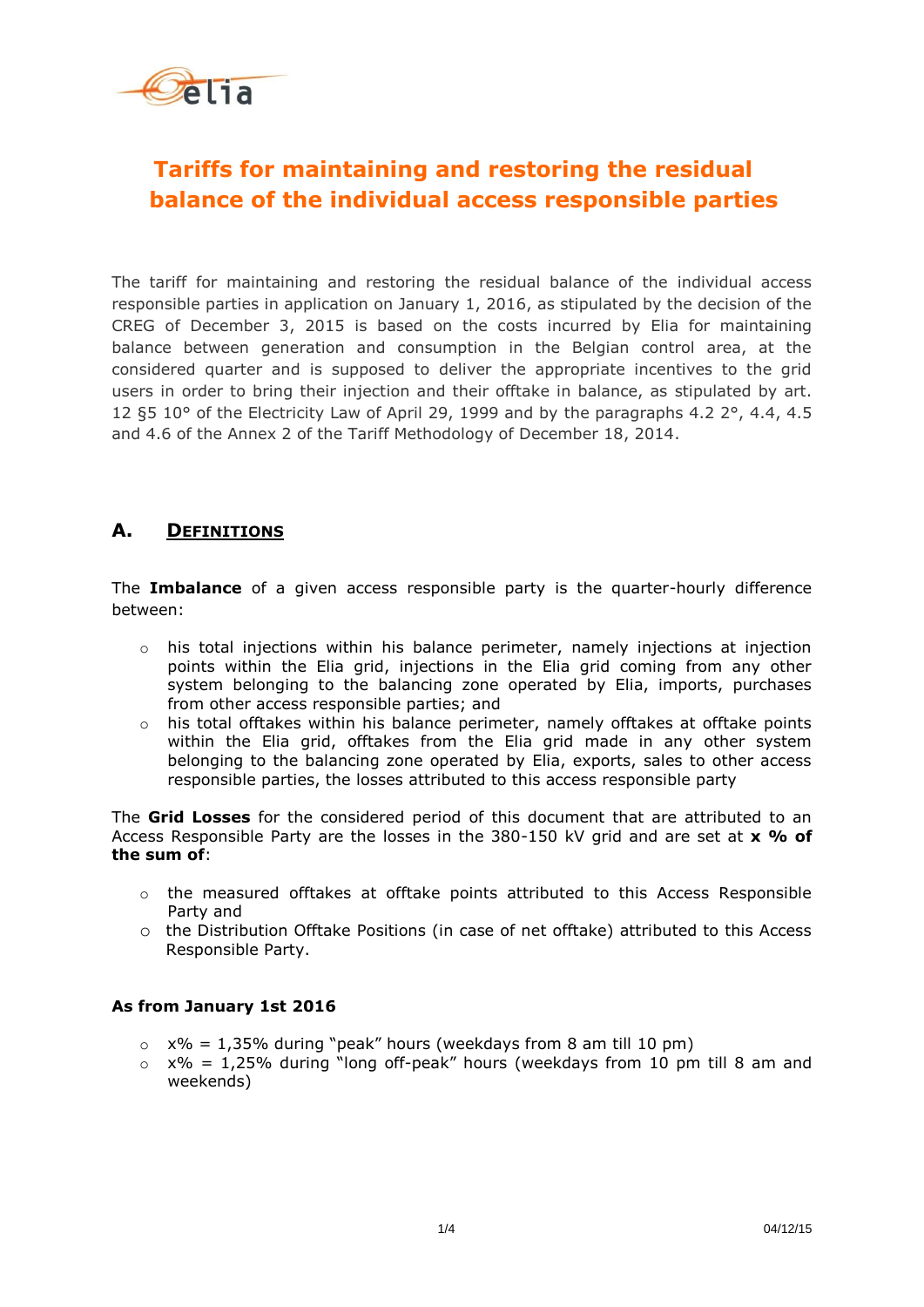# Tariffs for maintaining and restoring the residual balance of the individual access responsible parties

The tariff for maintaining and restoring the residual balance of the individual access responsible parties in application on January 1, 2016, as stipulated by the decision of the CREG of December 3, 2015 is based on the costs incurred by Elia for maintaining balance between generation and consumption in the Belgian control area, at the considered quarter and is supposed to deliver the appropriate incentives to the grid users in order to bring their injection and their offtake in balance, as stipulated by art. 12 §5 10° of the Electricity Law of April 29, 1999 and by the paragraphs 4.2 2°, 4.4, 4.5 and 4.6 of the Annex 2 of the Tariff Methodology of December 18, 2014.

## A. DEFINITIONS

The **Imbalance** of a given access responsible party is the quarter-hourly difference between:

- his total injections within his balance perimeter, namely injections at injection points within the Elia grid, injections in the Elia grid coming from any other system belonging to the balancing zone operated by Elia, imports, purchases from other access responsible parties; and
- his total offtakes within his balance perimeter, namely offtakes at offtake points within the Elia grid, offtakes from the Elia grid made in any other system belonging to the balancing zone operated by Elia, exports, sales to other access responsible parties, the losses attributed to this access responsible party

The **Grid Losses** for the considered period of this document that are attributed to an Access Responsible Party are the losses in the 380-150 kV grid and are set at **x % of the sum of**:

- the measured offtakes at offtake points attributed to this Access Responsible Party and
- the Distribution Offtake Positions (in case of net offtake) attributed to this Access Responsible Party.

**As from January 1st 2016**

- x% = 1,35% during "peak" hours (weekdays from 8 am till 10 pm)
- x% = 1,25% during "long off-peak" hours (weekdays from 10 pm till 8 am and weekends)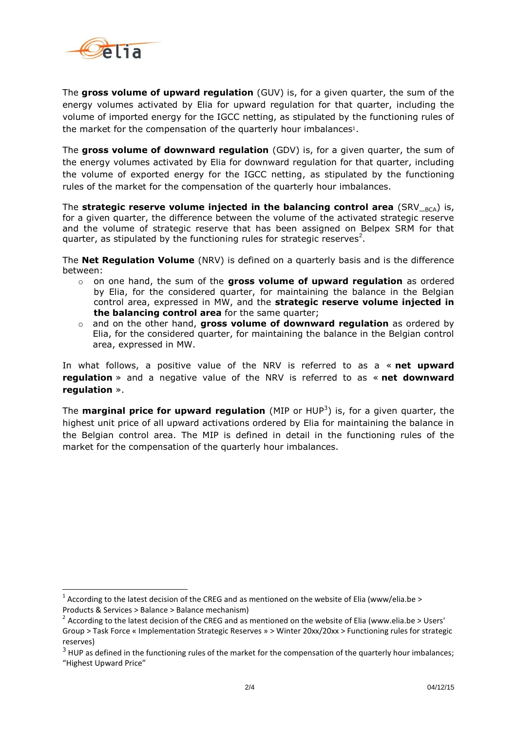The **gross volume of upward regulation** (GUV) is, for a given quarter, the sum of the energy volumes activated by Elia for upward regulation for that quarter, including the volume of imported energy for the IGCC netting, as stipulated by the functioning rules of the market for the compensation of the quarterly hour imbalances[1].

The **gross volume of downward regulation** (GDV) is, for a given quarter, the sum of the energy volumes activated by Elia for downward regulation for that quarter, including the volume of exported energy for the IGCC netting, as stipulated by the functioning rules of the market for the compensation of the quarterly hour imbalances.

The **strategic reserve volume injected in the balancing control area** ($SRV_{\_BCA}$) is, for a given quarter, the difference between the volume of the activated strategic reserve and the volume of strategic reserve that has been assigned on Belpex SRM for that quarter, as stipulated by the functioning rules for strategic reserves[2].

The **Net Regulation Volume** (NRV) is defined on a quarterly basis and is the difference between:

- on one hand, the sum of the **gross volume of upward regulation** as ordered by Elia, for the considered quarter, for maintaining the balance in the Belgian control area, expressed in MW, and the **strategic reserve volume injected in the balancing control area** for the same quarter;
- and on the other hand, **gross volume of downward regulation** as ordered by Elia, for the considered quarter, for maintaining the balance in the Belgian control area, expressed in MW.

In what follows, a positive value of the NRV is referred to as a « **net upward regulation** » and a negative value of the NRV is referred to as « **net downward regulation** ».

The **marginal price for upward regulation** (MIP or HUP[3]) is, for a given quarter, the highest unit price of all upward activations ordered by Elia for maintaining the balance in the Belgian control area. The MIP is defined in detail in the functioning rules of the market for the compensation of the quarterly hour imbalances.

[1] According to the latest decision of the CREG and as mentioned on the website of Elia (www/elia.be > Products & Services > Balance > Balance mechanism)

[2] According to the latest decision of the CREG and as mentioned on the website of Elia (www.elia.be > Users' Group > Task Force « Implementation Strategic Reserves » > Winter 20xx/20xx > Functioning rules for strategic reserves)

[3] HUP as defined in the functioning rules of the market for the compensation of the quarterly hour imbalances; "Highest Upward Price"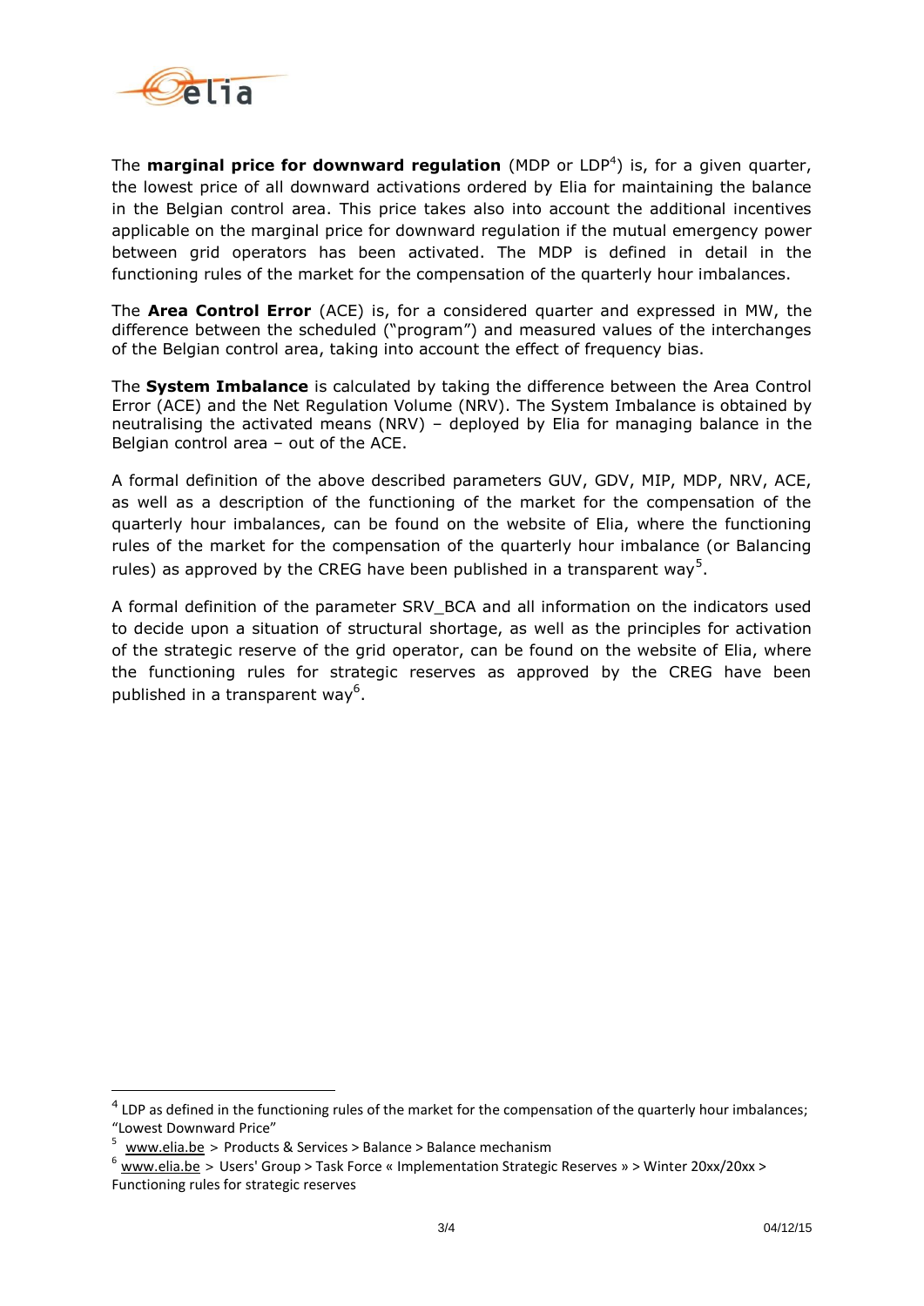The **marginal price for downward regulation** (MDP or LDP[4]) is, for a given quarter, the lowest price of all downward activations ordered by Elia for maintaining the balance in the Belgian control area. This price takes also into account the additional incentives applicable on the marginal price for downward regulation if the mutual emergency power between grid operators has been activated. The MDP is defined in detail in the functioning rules of the market for the compensation of the quarterly hour imbalances.

The **Area Control Error** (ACE) is, for a considered quarter and expressed in MW, the difference between the scheduled ("program") and measured values of the interchanges of the Belgian control area, taking into account the effect of frequency bias.

The **System Imbalance** is calculated by taking the difference between the Area Control Error (ACE) and the Net Regulation Volume (NRV). The System Imbalance is obtained by neutralising the activated means (NRV) – deployed by Elia for managing balance in the Belgian control area – out of the ACE.

A formal definition of the above described parameters GUV, GDV, MIP, MDP, NRV, ACE, as well as a description of the functioning of the market for the compensation of the quarterly hour imbalances, can be found on the website of Elia, where the functioning rules of the market for the compensation of the quarterly hour imbalance (or Balancing rules) as approved by the CREG have been published in a transparent way[5].

A formal definition of the parameter SRV_BCA and all information on the indicators used to decide upon a situation of structural shortage, as well as the principles for activation of the strategic reserve of the grid operator, can be found on the website of Elia, where the functioning rules for strategic reserves as approved by the CREG have been published in a transparent way[6].

---

[4] LDP as defined in the functioning rules of the market for the compensation of the quarterly hour imbalances; "Lowest Downward Price"

[5] www.elia.be > Products & Services > Balance > Balance mechanism

[6] www.elia.be > Users' Group > Task Force « Implementation Strategic Reserves » > Winter 20xx/20xx > Functioning rules for strategic reserves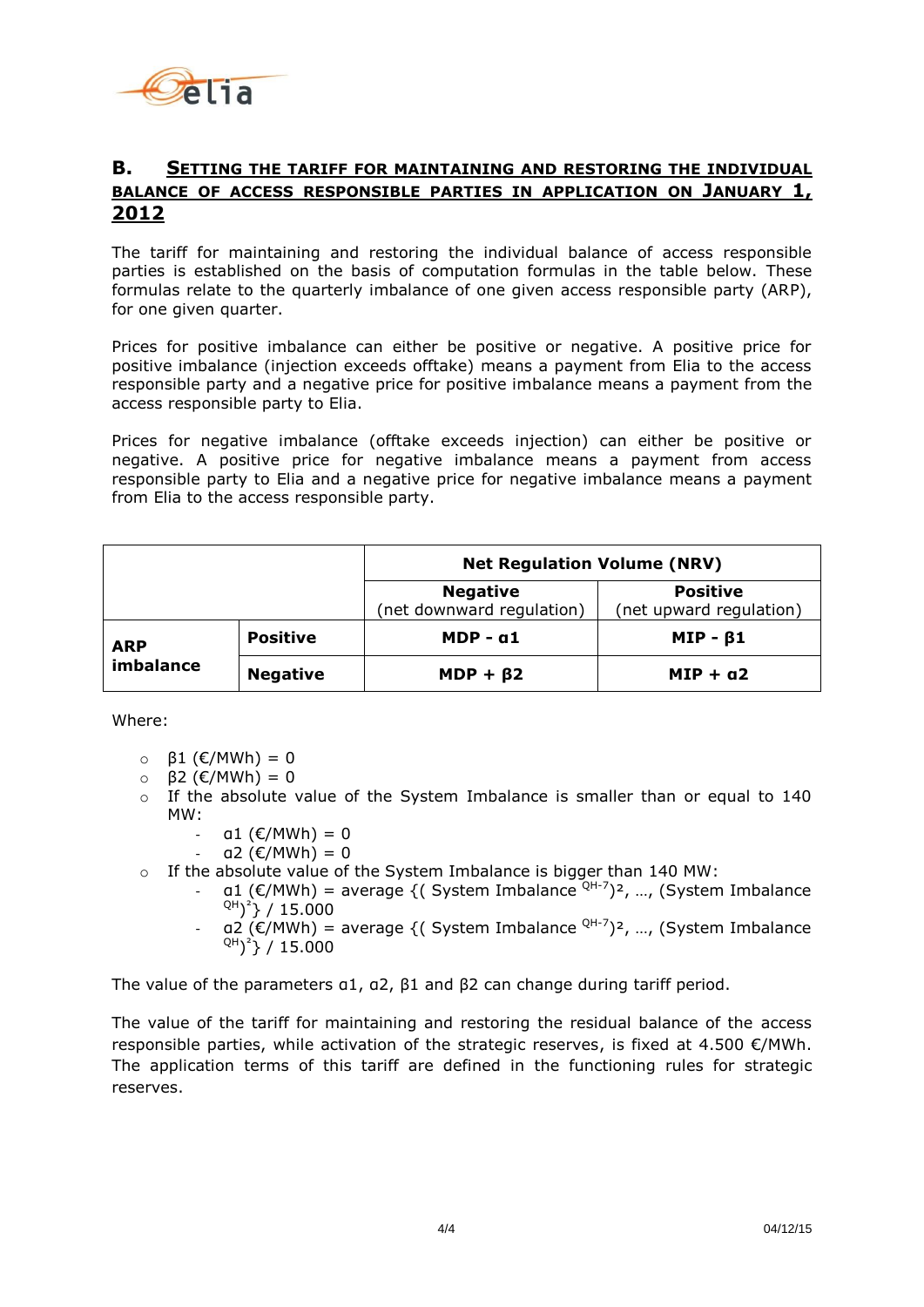## B. SETTING THE TARIFF FOR MAINTAINING AND RESTORING THE INDIVIDUAL BALANCE OF ACCESS RESPONSIBLE PARTIES IN APPLICATION ON JANUARY 1, 2012

The tariff for maintaining and restoring the individual balance of access responsible parties is established on the basis of computation formulas in the table below. These formulas relate to the quarterly imbalance of one given access responsible party (ARP), for one given quarter.

Prices for positive imbalance can either be positive or negative. A positive price for positive imbalance (injection exceeds offtake) means a payment from Elia to the access responsible party and a negative price for positive imbalance means a payment from the access responsible party to Elia.

Prices for negative imbalance (offtake exceeds injection) can either be positive or negative. A positive price for negative imbalance means a payment from access responsible party to Elia and a negative price for negative imbalance means a payment from Elia to the access responsible party.

| | | Net Regulation Volume (NRV) | |
|---|---|---|---|
| | | **Negative** (net downward regulation) | **Positive** (net upward regulation) |
| **ARP imbalance** | **Positive** | **MDP - $\alpha$1** | **MIP - $\beta$1** |
| | **Negative** | **MDP + $\beta$2** | **MIP + $\alpha$2** |

Where:

- $\beta$1 (€/MWh) = 0
- $\beta$2 (€/MWh) = 0
- If the absolute value of the System Imbalance is smaller than or equal to 140 MW:
  - $\alpha$1 (€/MWh) = 0
  - $\alpha$2 (€/MWh) = 0
- If the absolute value of the System Imbalance is bigger than 140 MW:
  - $\alpha$1 (€/MWh) = average {( System Imbalance $^{QH-7}$)², …, (System Imbalance $^{QH}$)²} / 15.000
  - $\alpha$2 (€/MWh) = average {( System Imbalance $^{QH-7}$)², …, (System Imbalance $^{QH}$)²} / 15.000

The value of the parameters $\alpha$1, $\alpha$2, $\beta$1 and $\beta$2 can change during tariff period.

The value of the tariff for maintaining and restoring the residual balance of the access responsible parties, while activation of the strategic reserves, is fixed at 4.500 €/MWh. The application terms of this tariff are defined in the functioning rules for strategic reserves.